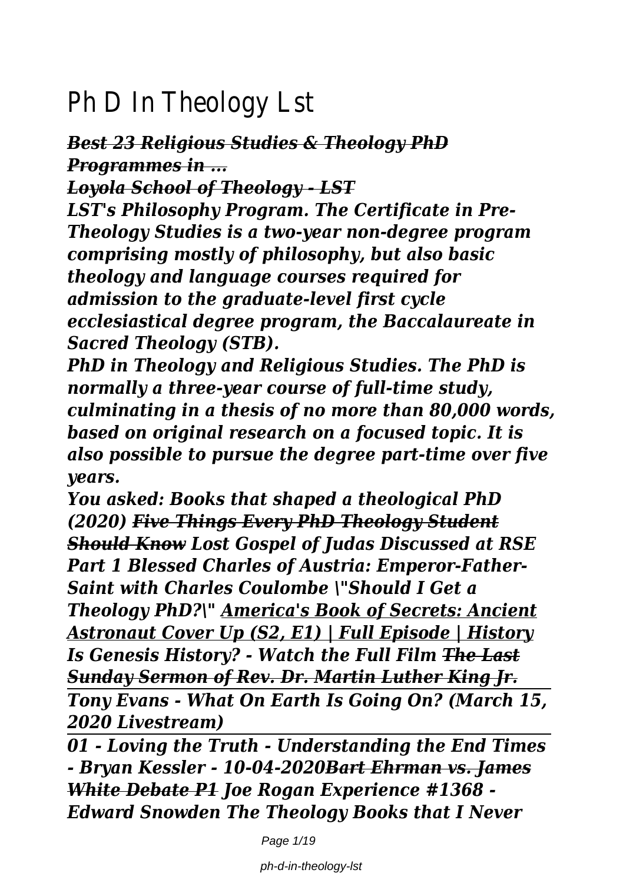# Ph D In Theology Lst

***~~Best 23 Religious Studies & Theology PhD Programmes in ...~~***

***~~Loyola School of Theology - LST~~***

***LST's Philosophy Program. The Certificate in Pre-Theology Studies is a two-year non-degree program comprising mostly of philosophy, but also basic theology and language courses required for admission to the graduate-level first cycle ecclesiastical degree program, the Baccalaureate in Sacred Theology (STB).***

***PhD in Theology and Religious Studies. The PhD is normally a three-year course of full-time study, culminating in a thesis of no more than 80,000 words, based on original research on a focused topic. It is also possible to pursue the degree part-time over five years.***

***You asked: Books that shaped a theological PhD (2020) ~~Five Things Every PhD Theology Student Should Know~~ Lost Gospel of Judas Discussed at RSE Part 1 Blessed Charles of Austria: Emperor-Father-Saint with Charles Coulombe \"Should I Get a Theology PhD?\" <u>America's Book of Secrets: Ancient Astronaut Cover Up (S2, E1) | Full Episode | History</u> Is Genesis History? - Watch the Full Film ~~The Last Sunday Sermon of Rev. Dr. Martin Luther King Jr.~~***

***Tony Evans - What On Earth Is Going On? (March 15, 2020 Livestream)***

***01 - Loving the Truth - Understanding the End Times - Bryan Kessler - 10-04-2020~~Bart Ehrman vs. James White Debate P1~~ Joe Rogan Experience #1368 - Edward Snowden The Theology Books that I Never***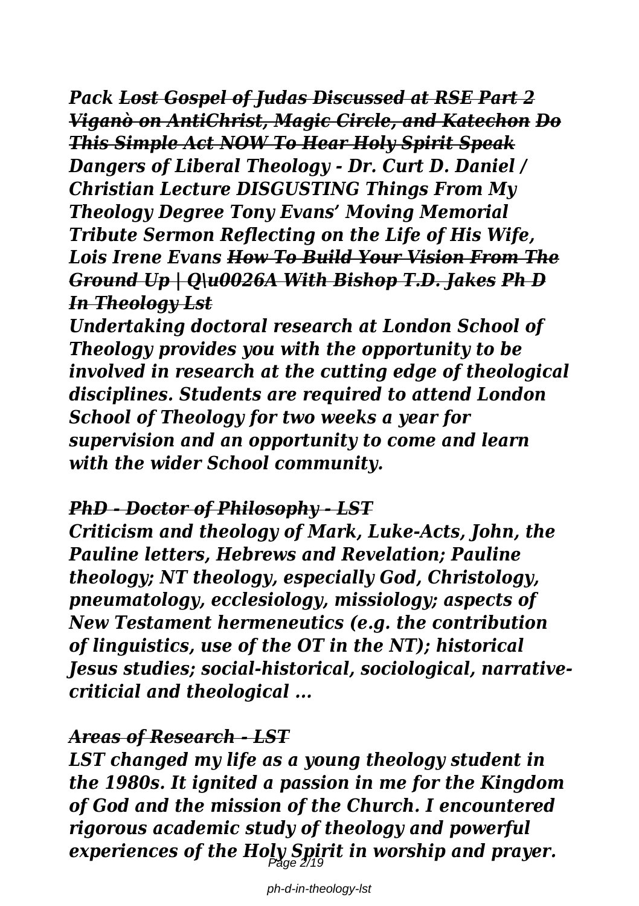*Pack* ***Lost Gospel of Judas Discussed at RSE Part 2 Viganò on AntiChrist, Magic Circle, and Katechon Do This Simple Act NOW To Hear Holy Spirit Speak*** *Dangers of Liberal Theology - Dr. Curt D. Daniel / Christian Lecture DISGUSTING Things From My Theology Degree Tony Evans' Moving Memorial Tribute Sermon Reflecting on the Life of His Wife, Lois Irene Evans* ***How To Build Your Vision From The Ground Up | Q\u0026A With Bishop T.D. Jakes Ph D In Theology Lst***

*Undertaking doctoral research at London School of Theology provides you with the opportunity to be involved in research at the cutting edge of theological disciplines. Students are required to attend London School of Theology for two weeks a year for supervision and an opportunity to come and learn with the wider School community.*

***PhD - Doctor of Philosophy - LST***

*Criticism and theology of Mark, Luke-Acts, John, the Pauline letters, Hebrews and Revelation; Pauline theology; NT theology, especially God, Christology, pneumatology, ecclesiology, missiology; aspects of New Testament hermeneutics (e.g. the contribution of linguistics, use of the OT in the NT); historical Jesus studies; social-historical, sociological, narrative-criticial and theological ...*

***Areas of Research - LST***

*LST changed my life as a young theology student in the 1980s. It ignited a passion in me for the Kingdom of God and the mission of the Church. I encountered rigorous academic study of theology and powerful experiences of the Holy Spirit in worship and prayer.*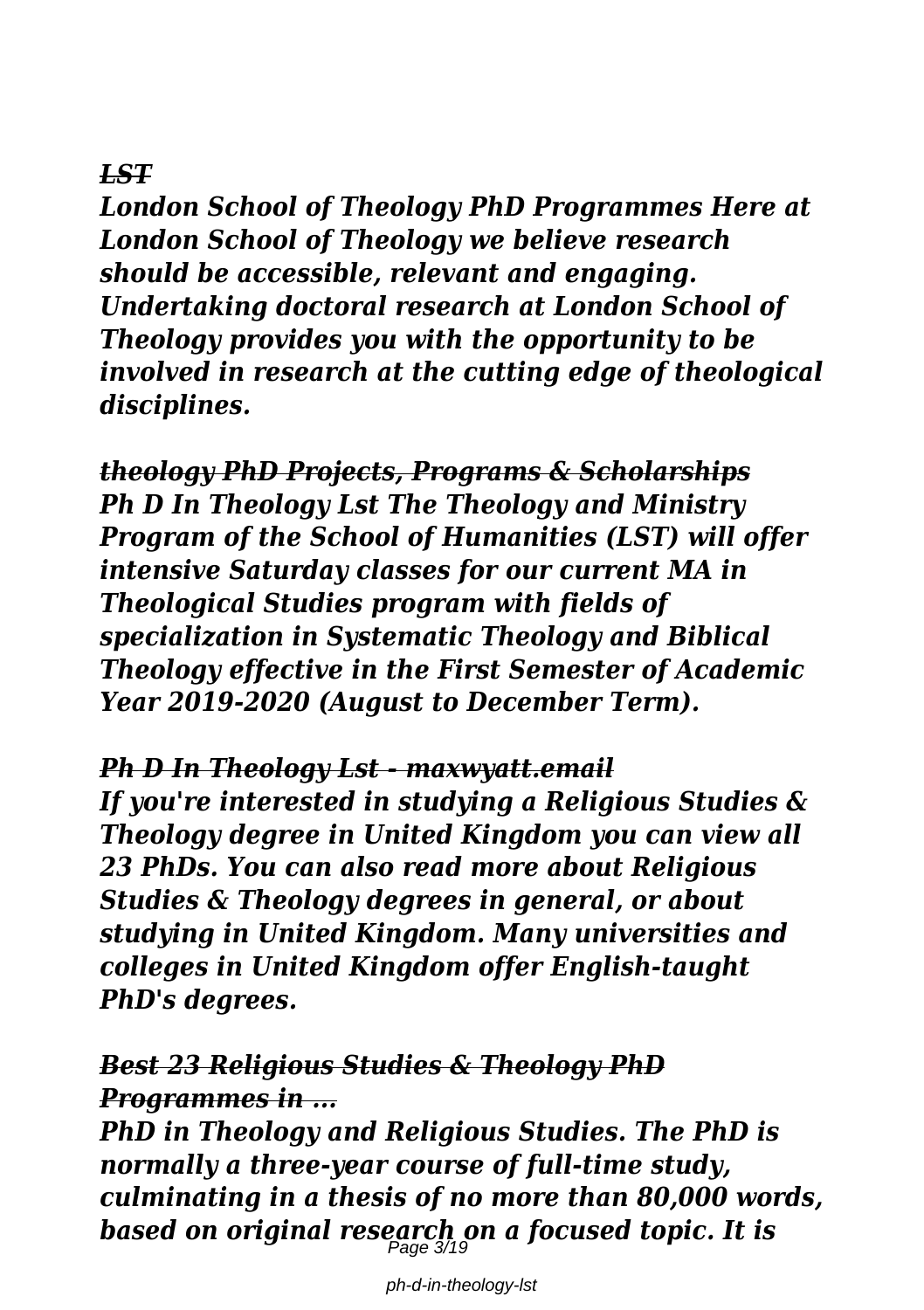## *LST*

***London School of Theology PhD Programmes Here at London School of Theology we believe research should be accessible, relevant and engaging. Undertaking doctoral research at London School of Theology provides you with the opportunity to be involved in research at the cutting edge of theological disciplines.***

## *theology PhD Projects, Programs & Scholarships*

***Ph D In Theology Lst The Theology and Ministry Program of the School of Humanities (LST) will offer intensive Saturday classes for our current MA in Theological Studies program with fields of specialization in Systematic Theology and Biblical Theology effective in the First Semester of Academic Year 2019-2020 (August to December Term).***

## *Ph D In Theology Lst - maxwyatt.email*

***If you're interested in studying a Religious Studies & Theology degree in United Kingdom you can view all 23 PhDs. You can also read more about Religious Studies & Theology degrees in general, or about studying in United Kingdom. Many universities and colleges in United Kingdom offer English-taught PhD's degrees.***

## *Best 23 Religious Studies & Theology PhD Programmes in ...*

***PhD in Theology and Religious Studies. The PhD is normally a three-year course of full-time study, culminating in a thesis of no more than 80,000 words, based on original research on a focused topic. It is***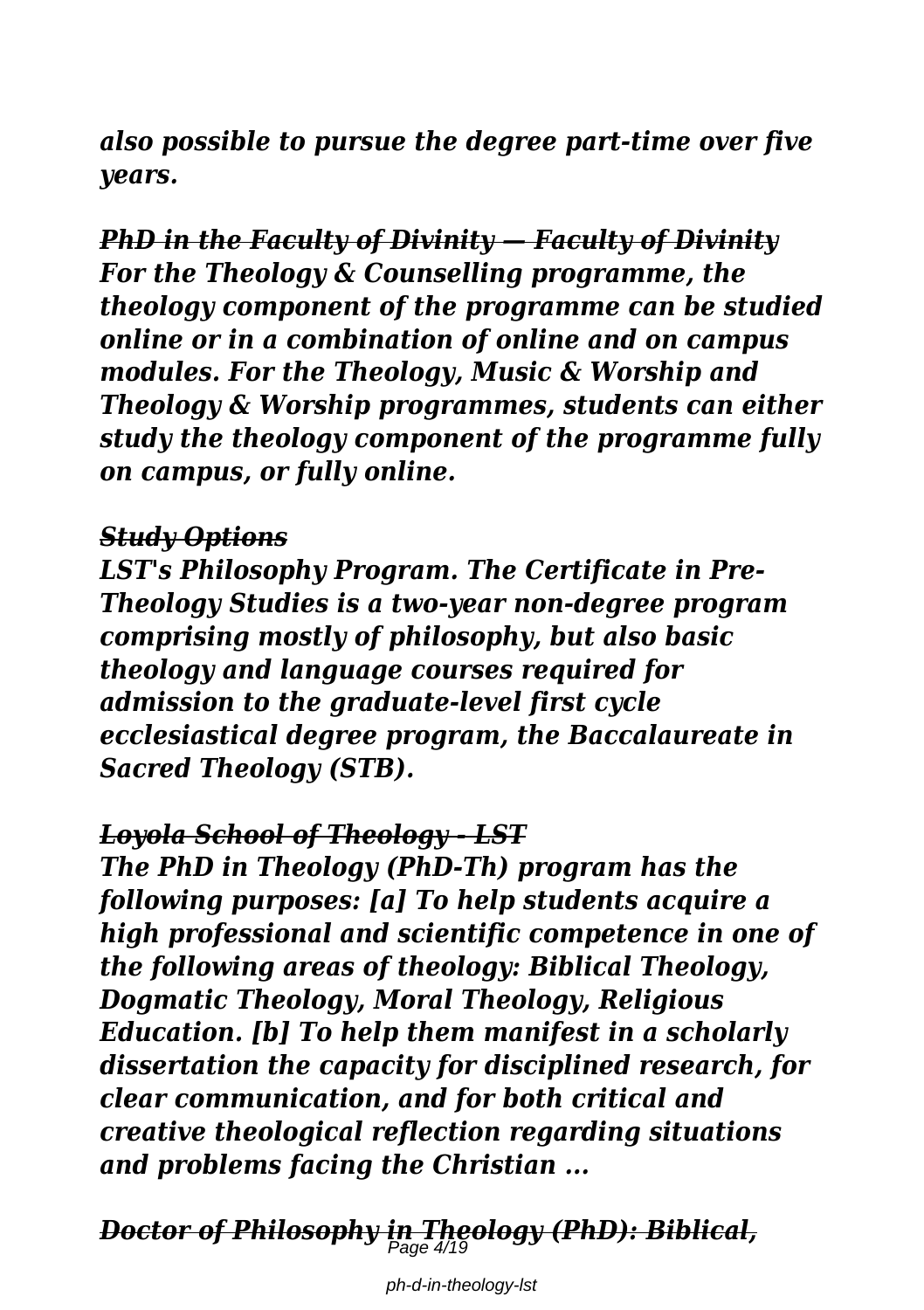*also possible to pursue the degree part-time over five years.*

***PhD in the Faculty of Divinity — Faculty of Divinity***
***For the Theology & Counselling programme, the theology component of the programme can be studied online or in a combination of online and on campus modules. For the Theology, Music & Worship and Theology & Worship programmes, students can either study the theology component of the programme fully on campus, or fully online.***

***Study Options***
***LST's Philosophy Program. The Certificate in Pre-Theology Studies is a two-year non-degree program comprising mostly of philosophy, but also basic theology and language courses required for admission to the graduate-level first cycle ecclesiastical degree program, the Baccalaureate in Sacred Theology (STB).***

***Loyola School of Theology - LST***
***The PhD in Theology (PhD-Th) program has the following purposes: [a] To help students acquire a high professional and scientific competence in one of the following areas of theology: Biblical Theology, Dogmatic Theology, Moral Theology, Religious Education. [b] To help them manifest in a scholarly dissertation the capacity for disciplined research, for clear communication, and for both critical and creative theological reflection regarding situations and problems facing the Christian ...***

***Doctor of Philosophy in Theology (PhD): Biblical,***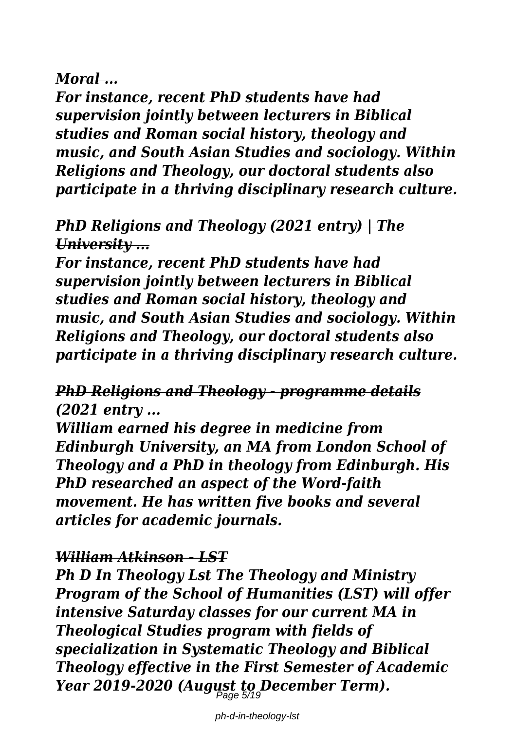*Moral ...*

*For instance, recent PhD students have had supervision jointly between lecturers in Biblical studies and Roman social history, theology and music, and South Asian Studies and sociology. Within Religions and Theology, our doctoral students also participate in a thriving disciplinary research culture.*

### *PhD Religions and Theology (2021 entry) | The University ...*

*For instance, recent PhD students have had supervision jointly between lecturers in Biblical studies and Roman social history, theology and music, and South Asian Studies and sociology. Within Religions and Theology, our doctoral students also participate in a thriving disciplinary research culture.*

### *PhD Religions and Theology - programme details (2021 entry ...*

*William earned his degree in medicine from Edinburgh University, an MA from London School of Theology and a PhD in theology from Edinburgh. His PhD researched an aspect of the Word-faith movement. He has written five books and several articles for academic journals.*

### *William Atkinson - LST*

*Ph D In Theology Lst The Theology and Ministry Program of the School of Humanities (LST) will offer intensive Saturday classes for our current MA in Theological Studies program with fields of specialization in Systematic Theology and Biblical Theology effective in the First Semester of Academic Year 2019-2020 (August to December Term).*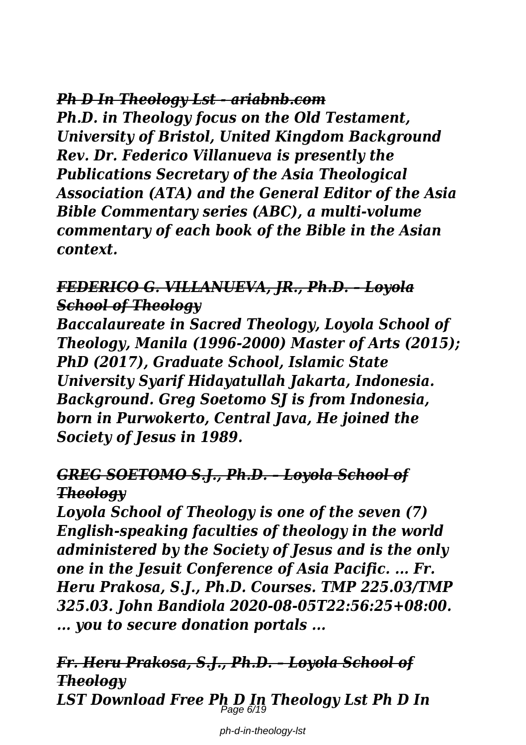## *Ph D In Theology Lst - ariabnb.com*

***Ph.D. in Theology focus on the Old Testament, University of Bristol, United Kingdom Background Rev. Dr. Federico Villanueva is presently the Publications Secretary of the Asia Theological Association (ATA) and the General Editor of the Asia Bible Commentary series (ABC), a multi-volume commentary of each book of the Bible in the Asian context.***

## *FEDERICO G. VILLANUEVA, JR., Ph.D. – Loyola School of Theology*

***Baccalaureate in Sacred Theology, Loyola School of Theology, Manila (1996-2000) Master of Arts (2015); PhD (2017), Graduate School, Islamic State University Syarif Hidayatullah Jakarta, Indonesia. Background. Greg Soetomo SJ is from Indonesia, born in Purwokerto, Central Java, He joined the Society of Jesus in 1989.***

## *GREG SOETOMO S.J., Ph.D. – Loyola School of Theology*

***Loyola School of Theology is one of the seven (7) English-speaking faculties of theology in the world administered by the Society of Jesus and is the only one in the Jesuit Conference of Asia Pacific. ... Fr. Heru Prakosa, S.J., Ph.D. Courses. TMP 225.03/TMP 325.03. John Bandiola 2020-08-05T22:56:25+08:00. ... you to secure donation portals ...***

## *Fr. Heru Prakosa, S.J., Ph.D. – Loyola School of Theology*

***LST Download Free Ph D In Theology Lst Ph D In***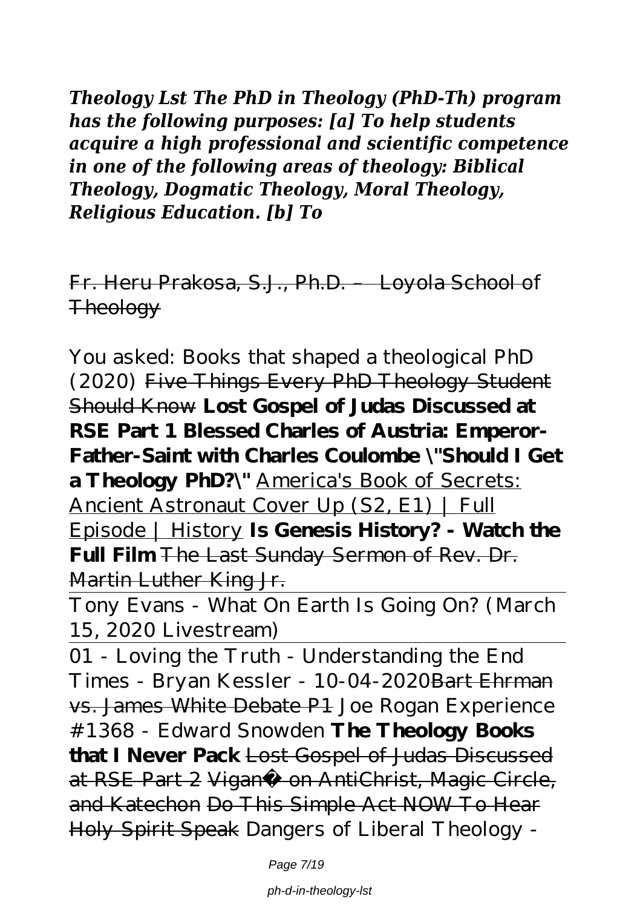***Theology Lst The PhD in Theology (PhD-Th) program has the following purposes: [a] To help students acquire a high professional and scientific competence in one of the following areas of theology: Biblical Theology, Dogmatic Theology, Moral Theology, Religious Education. [b] To***

Fr. Heru Prakosa, S.J., Ph.D. – Loyola School of Theology

You asked: Books that shaped a theological PhD (2020) Five Things Every PhD Theology Student Should Know **Lost Gospel of Judas Discussed at RSE Part 1 Blessed Charles of Austria: Emperor-Father-Saint with Charles Coulombe \"Should I Get a Theology PhD?\"** America's Book of Secrets: Ancient Astronaut Cover Up (S2, E1) | Full Episode | History **Is Genesis History? - Watch the Full Film** The Last Sunday Sermon of Rev. Dr. Martin Luther King Jr.

Tony Evans - What On Earth Is Going On? (March 15, 2020 Livestream)

01 - Loving the Truth - Understanding the End Times - Bryan Kessler - 10-04-2020Bart Ehrman vs. James White Debate P1 Joe Rogan Experience #1368 - Edward Snowden **The Theology Books that I Never Pack** Lost Gospel of Judas Discussed at RSE Part 2 Viganò on AntiChrist, Magic Circle, and Katechon Do This Simple Act NOW To Hear Holy Spirit Speak Dangers of Liberal Theology -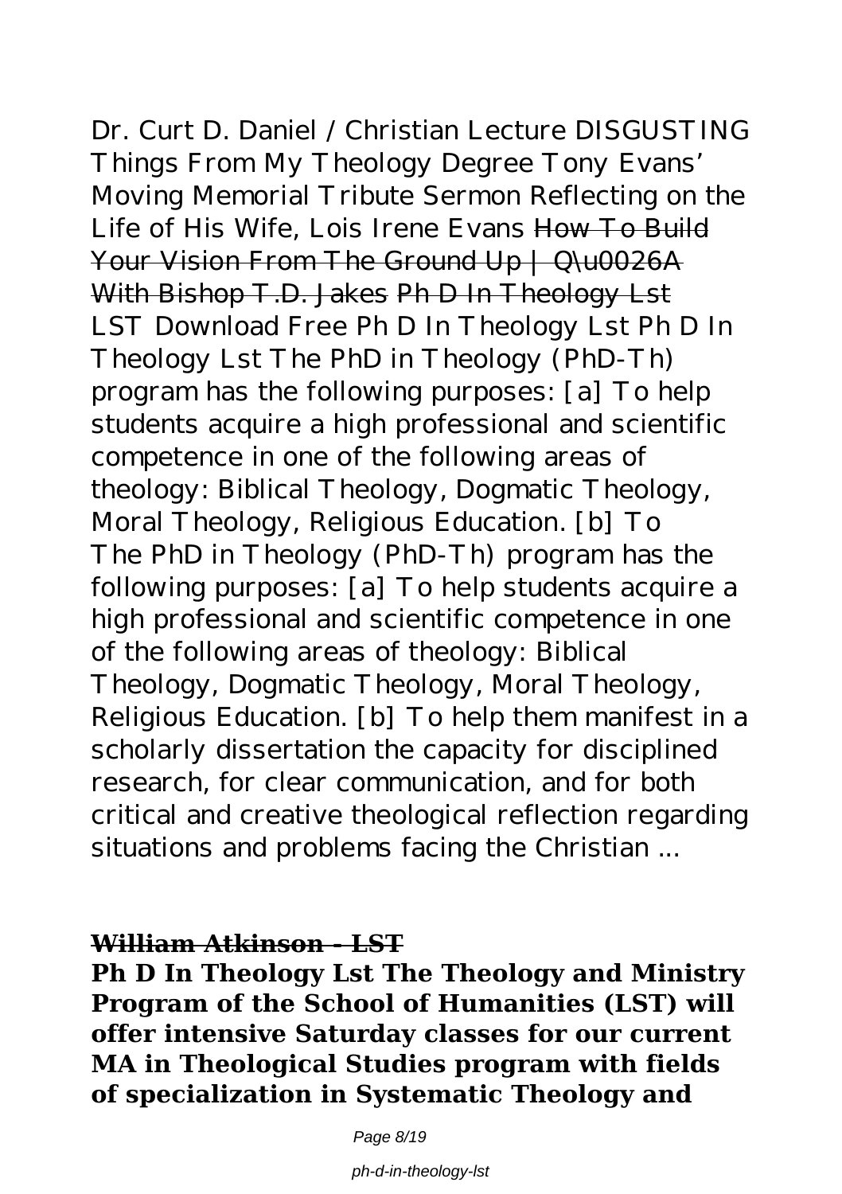Dr. Curt D. Daniel / Christian Lecture DISGUSTING Things From My Theology Degree Tony Evans' Moving Memorial Tribute Sermon Reflecting on the Life of His Wife, Lois Irene Evans ~~How To Build Your Vision From The Ground Up | Q\u0026A With Bishop T.D. Jakes~~ ~~Ph D In Theology Lst~~
LST Download Free Ph D In Theology Lst Ph D In Theology Lst The PhD in Theology (PhD-Th) program has the following purposes: [a] To help students acquire a high professional and scientific competence in one of the following areas of theology: Biblical Theology, Dogmatic Theology, Moral Theology, Religious Education. [b] To
The PhD in Theology (PhD-Th) program has the following purposes: [a] To help students acquire a high professional and scientific competence in one of the following areas of theology: Biblical Theology, Dogmatic Theology, Moral Theology, Religious Education. [b] To help them manifest in a scholarly dissertation the capacity for disciplined research, for clear communication, and for both critical and creative theological reflection regarding situations and problems facing the Christian ...

**~~William Atkinson - LST~~**

**Ph D In Theology Lst The Theology and Ministry Program of the School of Humanities (LST) will offer intensive Saturday classes for our current MA in Theological Studies program with fields of specialization in Systematic Theology and**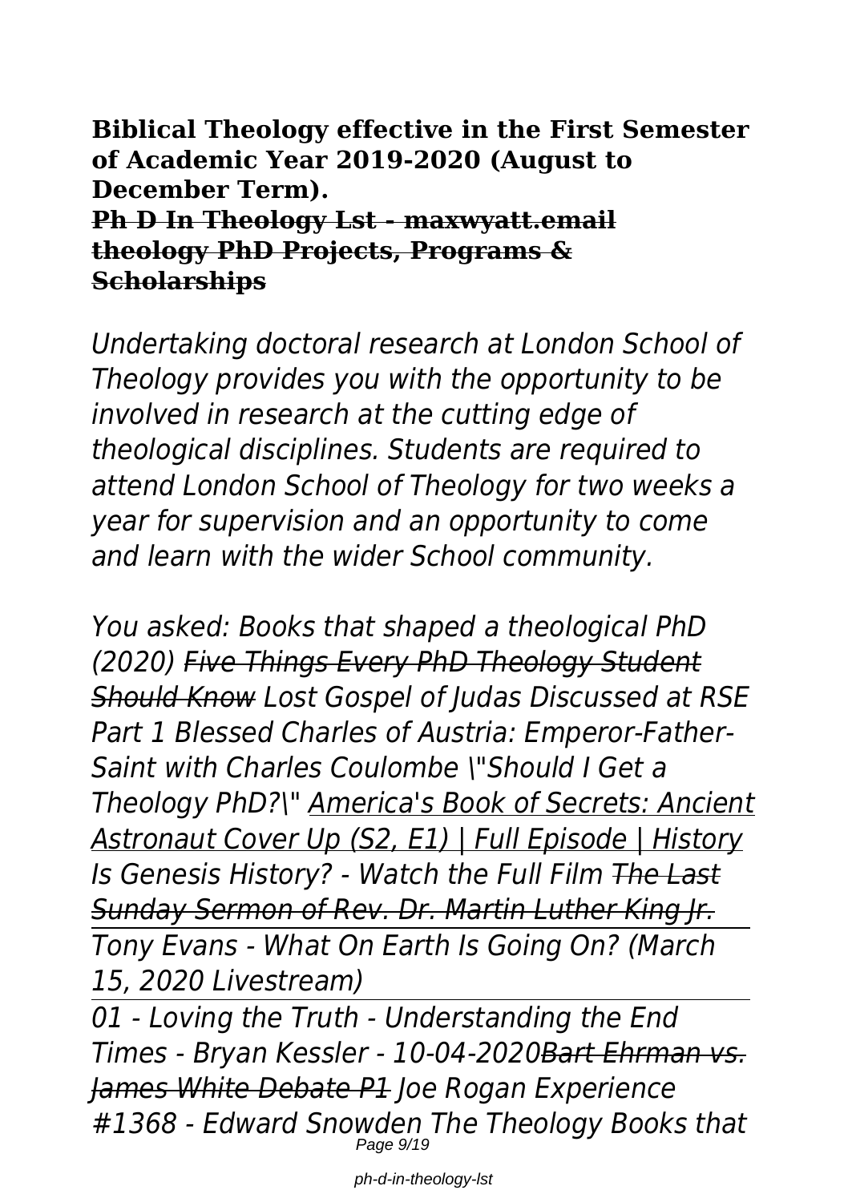**Biblical Theology effective in the First Semester of Academic Year 2019-2020 (August to December Term).**

**Ph D In Theology Lst - maxwyatt.email**

**theology PhD Projects, Programs & Scholarships**

*Undertaking doctoral research at London School of Theology provides you with the opportunity to be involved in research at the cutting edge of theological disciplines. Students are required to attend London School of Theology for two weeks a year for supervision and an opportunity to come and learn with the wider School community.*

*You asked: Books that shaped a theological PhD (2020) Five Things Every PhD Theology Student Should Know Lost Gospel of Judas Discussed at RSE Part 1 Blessed Charles of Austria: Emperor-Father-Saint with Charles Coulombe \"Should I Get a Theology PhD?\" America's Book of Secrets: Ancient Astronaut Cover Up (S2, E1) | Full Episode | History Is Genesis History? - Watch the Full Film The Last Sunday Sermon of Rev. Dr. Martin Luther King Jr.*

*Tony Evans - What On Earth Is Going On? (March 15, 2020 Livestream)*

*01 - Loving the Truth - Understanding the End Times - Bryan Kessler - 10-04-2020Bart Ehrman vs. James White Debate P1 Joe Rogan Experience #1368 - Edward Snowden The Theology Books that*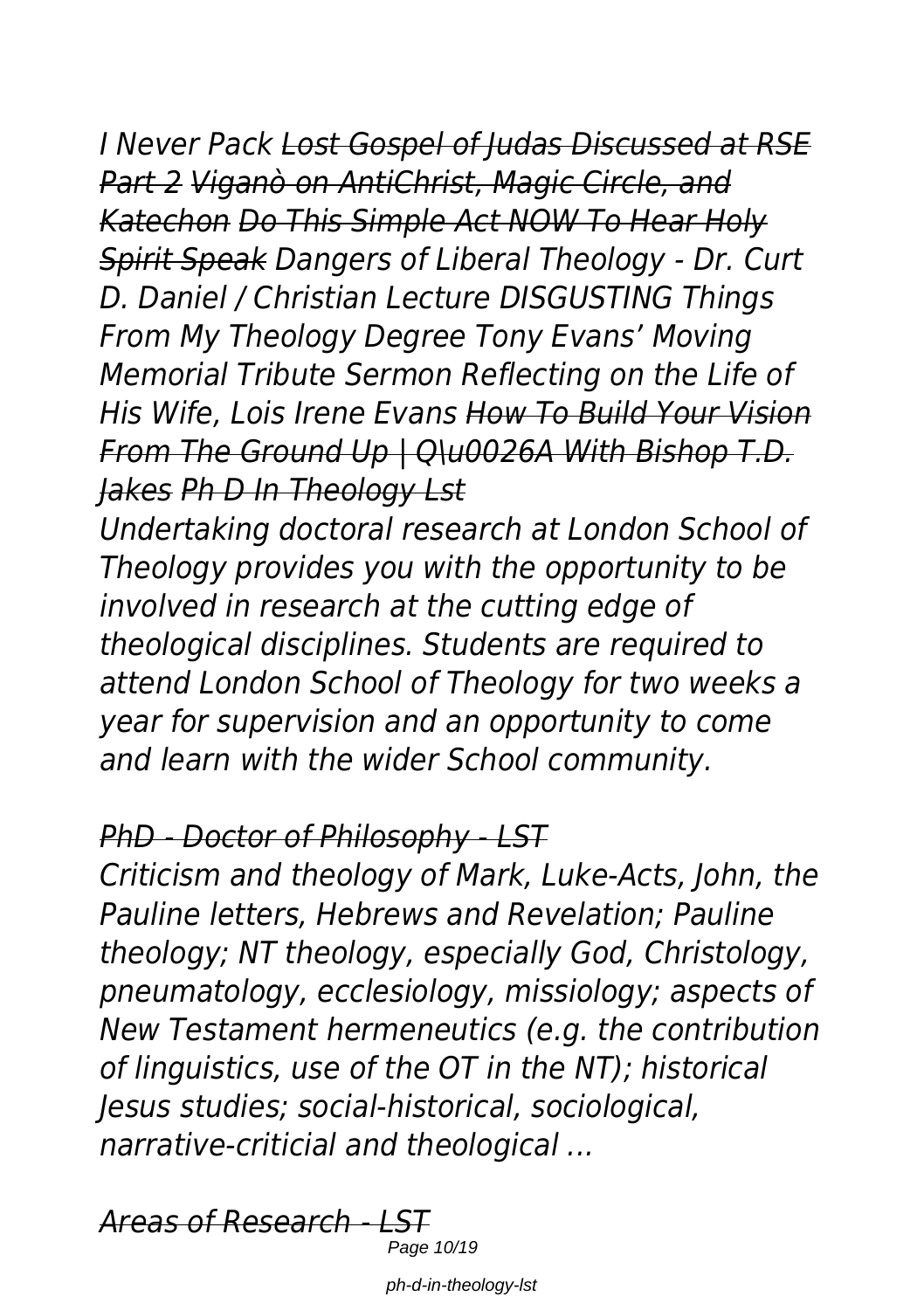*I Never Pack ~~Lost Gospel of Judas Discussed at RSE Part 2~~ ~~Viganò on AntiChrist, Magic Circle, and Katechon~~ ~~Do This Simple Act NOW To Hear Holy Spirit Speak~~ Dangers of Liberal Theology - Dr. Curt D. Daniel / Christian Lecture DISGUSTING Things From My Theology Degree Tony Evans' Moving Memorial Tribute Sermon Reflecting on the Life of His Wife, Lois Irene Evans ~~How To Build Your Vision From The Ground Up | Q\u0026A With Bishop T.D. Jakes~~ ~~Ph D In Theology Lst~~*

*Undertaking doctoral research at London School of Theology provides you with the opportunity to be involved in research at the cutting edge of theological disciplines. Students are required to attend London School of Theology for two weeks a year for supervision and an opportunity to come and learn with the wider School community.*

*~~PhD - Doctor of Philosophy - LST~~*

*Criticism and theology of Mark, Luke-Acts, John, the Pauline letters, Hebrews and Revelation; Pauline theology; NT theology, especially God, Christology, pneumatology, ecclesiology, missiology; aspects of New Testament hermeneutics (e.g. the contribution of linguistics, use of the OT in the NT); historical Jesus studies; social-historical, sociological, narrative-criticial and theological ...*

*~~Areas of Research - LST~~*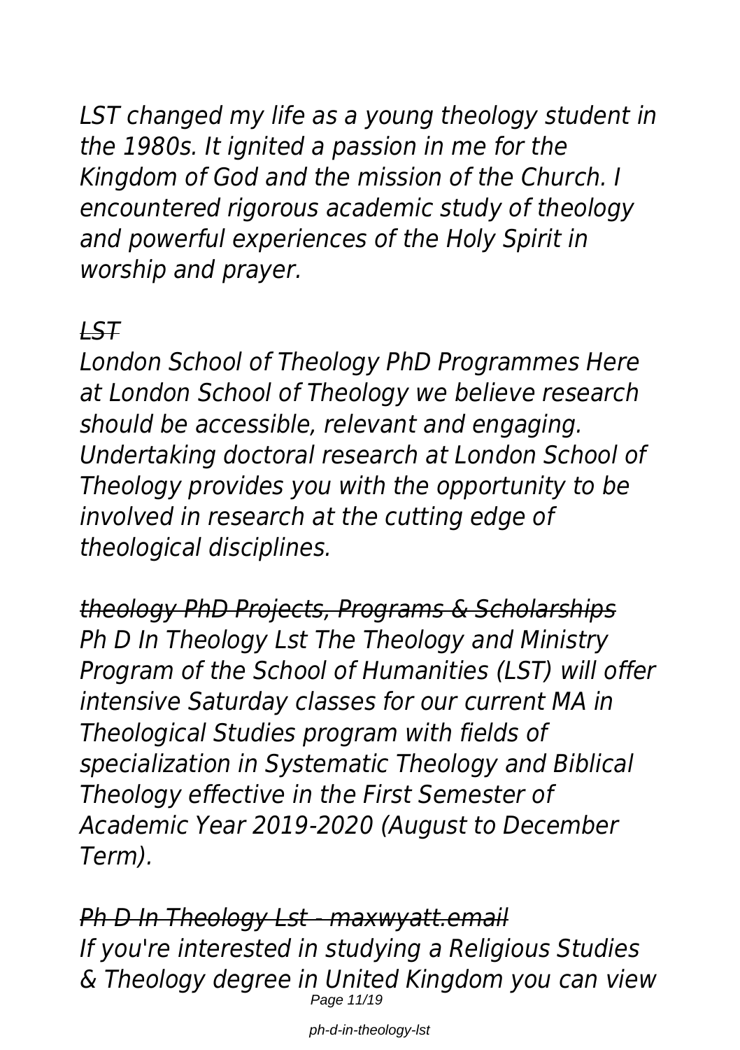*LST changed my life as a young theology student in the 1980s. It ignited a passion in me for the Kingdom of God and the mission of the Church. I encountered rigorous academic study of theology and powerful experiences of the Holy Spirit in worship and prayer.*

*~~LST~~*

*London School of Theology PhD Programmes Here at London School of Theology we believe research should be accessible, relevant and engaging. Undertaking doctoral research at London School of Theology provides you with the opportunity to be involved in research at the cutting edge of theological disciplines.*

*~~theology PhD Projects, Programs & Scholarships~~*

*Ph D In Theology Lst The Theology and Ministry Program of the School of Humanities (LST) will offer intensive Saturday classes for our current MA in Theological Studies program with fields of specialization in Systematic Theology and Biblical Theology effective in the First Semester of Academic Year 2019-2020 (August to December Term).*

*~~Ph D In Theology Lst - maxwyatt.email~~*

*If you're interested in studying a Religious Studies & Theology degree in United Kingdom you can view*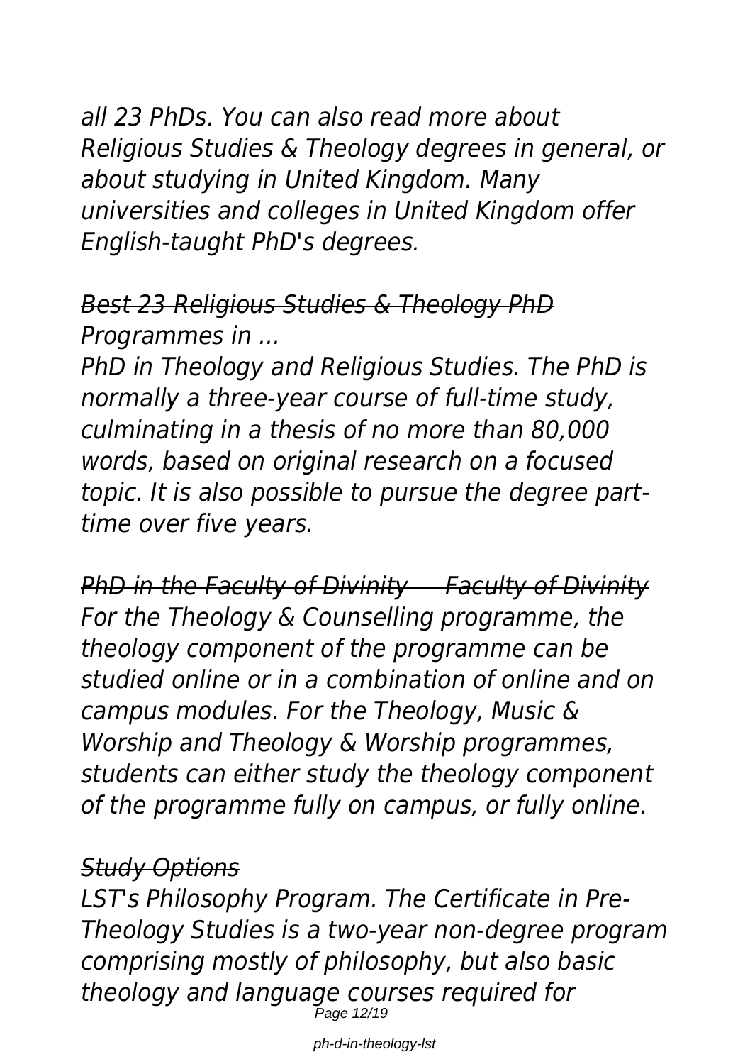*all 23 PhDs. You can also read more about Religious Studies & Theology degrees in general, or about studying in United Kingdom. Many universities and colleges in United Kingdom offer English-taught PhD's degrees.*

## *Best 23 Religious Studies & Theology PhD Programmes in ...*

*PhD in Theology and Religious Studies. The PhD is normally a three-year course of full-time study, culminating in a thesis of no more than 80,000 words, based on original research on a focused topic. It is also possible to pursue the degree part-time over five years.*

## *PhD in the Faculty of Divinity — Faculty of Divinity*

*For the Theology & Counselling programme, the theology component of the programme can be studied online or in a combination of online and on campus modules. For the Theology, Music & Worship and Theology & Worship programmes, students can either study the theology component of the programme fully on campus, or fully online.*

## *Study Options*

*LST's Philosophy Program. The Certificate in Pre-Theology Studies is a two-year non-degree program comprising mostly of philosophy, but also basic theology and language courses required for*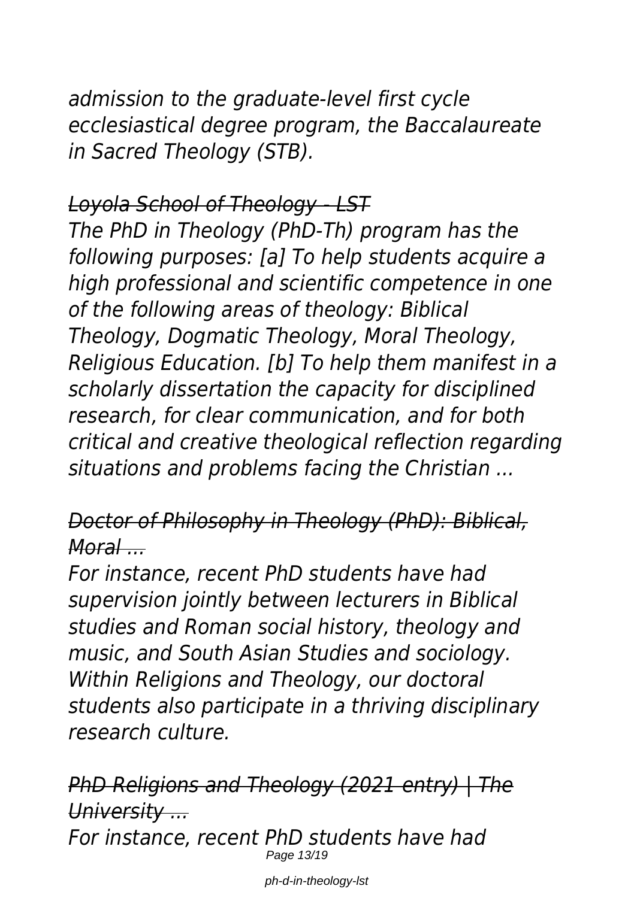*admission to the graduate-level first cycle ecclesiastical degree program, the Baccalaureate in Sacred Theology (STB).*

*Loyola School of Theology - LST*

*The PhD in Theology (PhD-Th) program has the following purposes: [a] To help students acquire a high professional and scientific competence in one of the following areas of theology: Biblical Theology, Dogmatic Theology, Moral Theology, Religious Education. [b] To help them manifest in a scholarly dissertation the capacity for disciplined research, for clear communication, and for both critical and creative theological reflection regarding situations and problems facing the Christian ...*

*Doctor of Philosophy in Theology (PhD): Biblical, Moral ...*

*For instance, recent PhD students have had supervision jointly between lecturers in Biblical studies and Roman social history, theology and music, and South Asian Studies and sociology. Within Religions and Theology, our doctoral students also participate in a thriving disciplinary research culture.*

*PhD Religions and Theology (2021 entry) | The University ...*

*For instance, recent PhD students have had*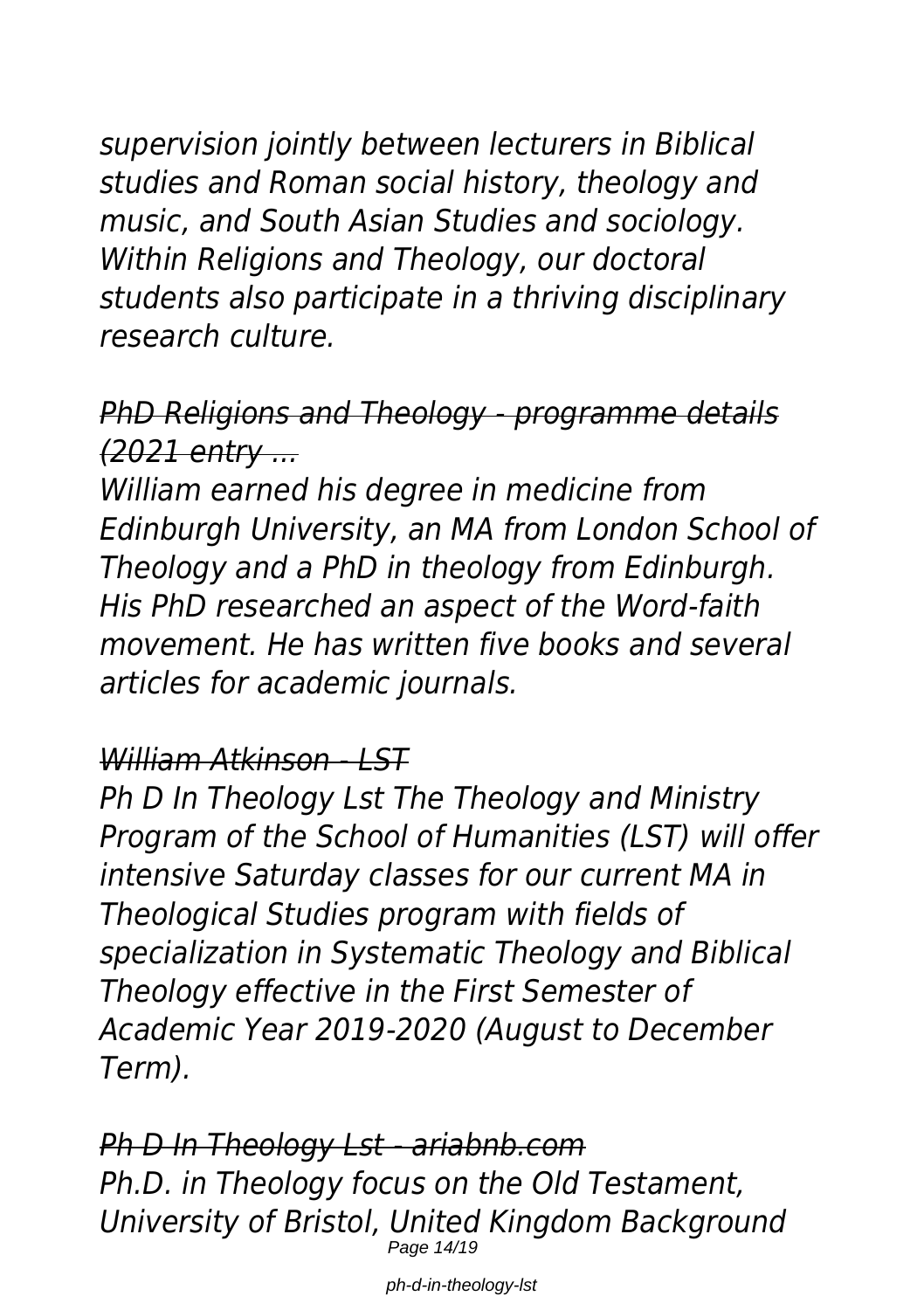*supervision jointly between lecturers in Biblical studies and Roman social history, theology and music, and South Asian Studies and sociology. Within Religions and Theology, our doctoral students also participate in a thriving disciplinary research culture.*

*~~PhD Religions and Theology - programme details (2021 entry ...~~*

*William earned his degree in medicine from Edinburgh University, an MA from London School of Theology and a PhD in theology from Edinburgh. His PhD researched an aspect of the Word-faith movement. He has written five books and several articles for academic journals.*

*~~William Atkinson - LST~~*

*Ph D In Theology Lst The Theology and Ministry Program of the School of Humanities (LST) will offer intensive Saturday classes for our current MA in Theological Studies program with fields of specialization in Systematic Theology and Biblical Theology effective in the First Semester of Academic Year 2019-2020 (August to December Term).*

*~~Ph D In Theology Lst - ariabnb.com~~*

*Ph.D. in Theology focus on the Old Testament, University of Bristol, United Kingdom Background*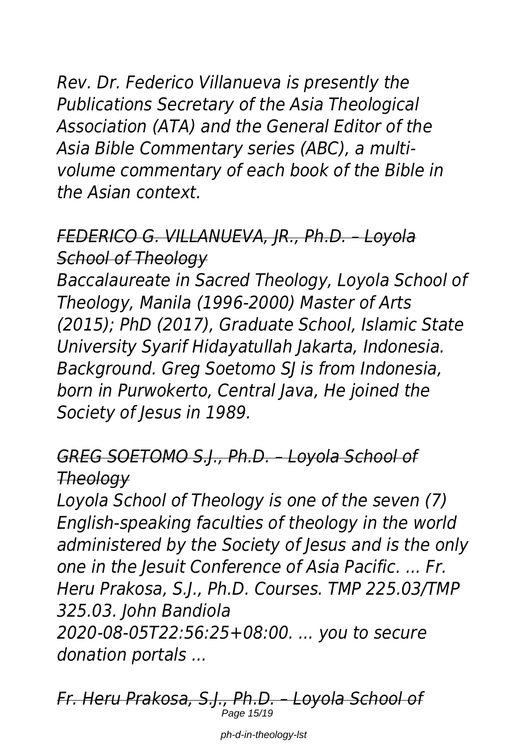*Rev. Dr. Federico Villanueva is presently the Publications Secretary of the Asia Theological Association (ATA) and the General Editor of the Asia Bible Commentary series (ABC), a multi-volume commentary of each book of the Bible in the Asian context.*

*~~FEDERICO G. VILLANUEVA, JR., Ph.D. – Loyola School of Theology~~*

*Baccalaureate in Sacred Theology, Loyola School of Theology, Manila (1996-2000) Master of Arts (2015); PhD (2017), Graduate School, Islamic State University Syarif Hidayatullah Jakarta, Indonesia. Background. Greg Soetomo SJ is from Indonesia, born in Purwokerto, Central Java, He joined the Society of Jesus in 1989.*

*~~GREG SOETOMO S.J., Ph.D. – Loyola School of Theology~~*

*Loyola School of Theology is one of the seven (7) English-speaking faculties of theology in the world administered by the Society of Jesus and is the only one in the Jesuit Conference of Asia Pacific. ... Fr. Heru Prakosa, S.J., Ph.D. Courses. TMP 225.03/TMP 325.03. John Bandiola 2020-08-05T22:56:25+08:00. ... you to secure donation portals ...*

*~~Fr. Heru Prakosa, S.J., Ph.D. – Loyola School of~~*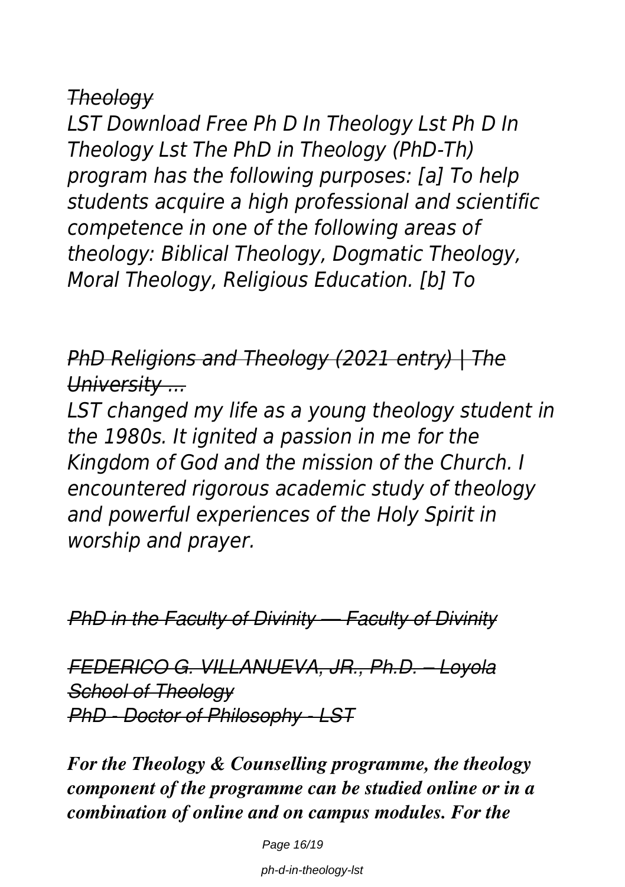*Theology*

*LST Download Free Ph D In Theology Lst Ph D In Theology Lst The PhD in Theology (PhD-Th) program has the following purposes: [a] To help students acquire a high professional and scientific competence in one of the following areas of theology: Biblical Theology, Dogmatic Theology, Moral Theology, Religious Education. [b] To*

*PhD Religions and Theology (2021 entry) | The University ...*

*LST changed my life as a young theology student in the 1980s. It ignited a passion in me for the Kingdom of God and the mission of the Church. I encountered rigorous academic study of theology and powerful experiences of the Holy Spirit in worship and prayer.*

***PhD in the Faculty of Divinity — Faculty of Divinity***

***FEDERICO G. VILLANUEVA, JR., Ph.D. – Loyola School of Theology***
***PhD - Doctor of Philosophy - LST***

***For the Theology & Counselling programme, the theology component of the programme can be studied online or in a combination of online and on campus modules. For the***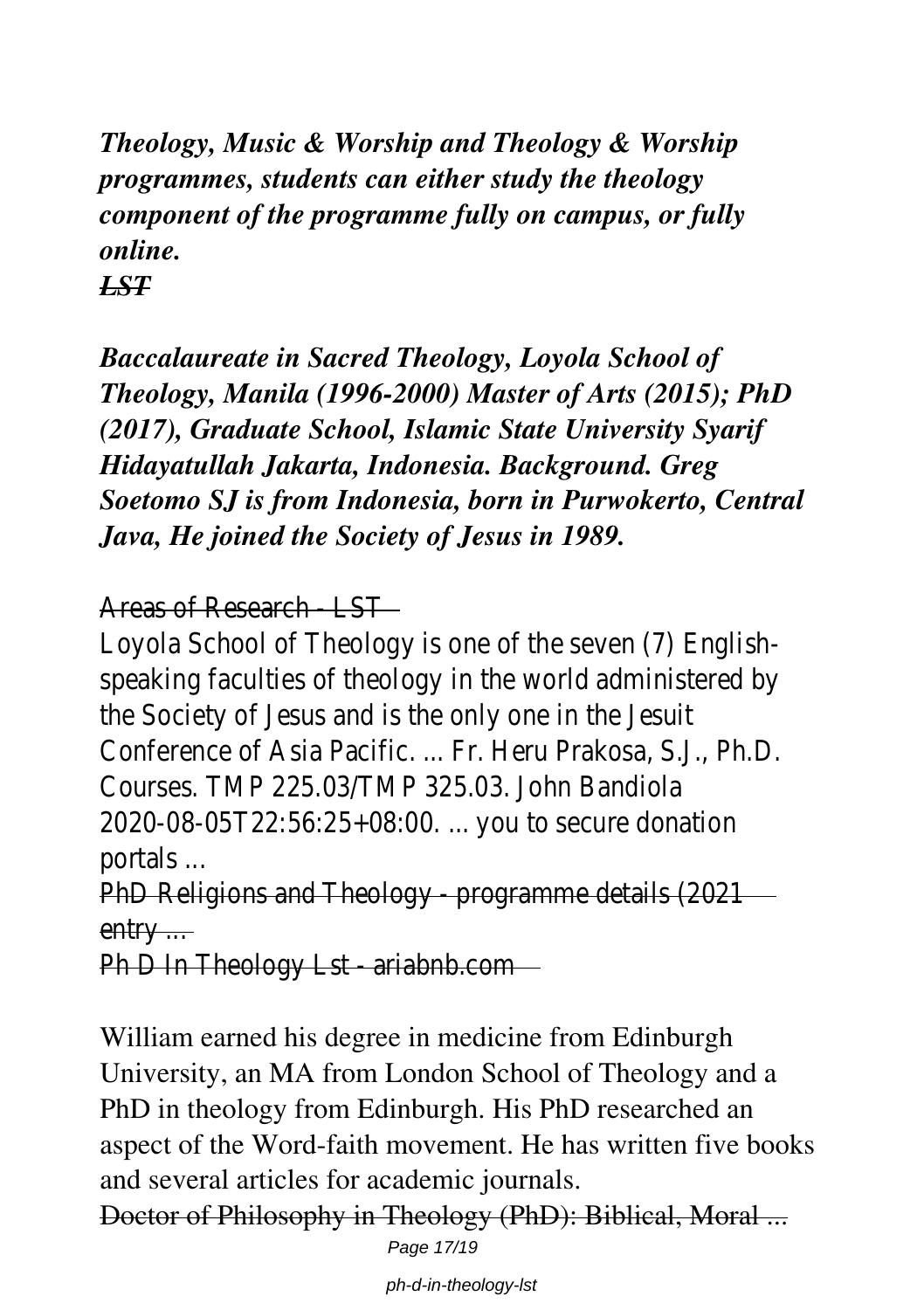***Theology, Music & Worship and Theology & Worship programmes, students can either study the theology component of the programme fully on campus, or fully online.***

***LST***

***Baccalaureate in Sacred Theology, Loyola School of Theology, Manila (1996-2000) Master of Arts (2015); PhD (2017), Graduate School, Islamic State University Syarif Hidayatullah Jakarta, Indonesia. Background. Greg Soetomo SJ is from Indonesia, born in Purwokerto, Central Java, He joined the Society of Jesus in 1989.***

Areas of Research - LST

Loyola School of Theology is one of the seven (7) English-speaking faculties of theology in the world administered by the Society of Jesus and is the only one in the Jesuit Conference of Asia Pacific. ... Fr. Heru Prakosa, S.J., Ph.D. Courses. TMP 225.03/TMP 325.03. John Bandiola 2020-08-05T22:56:25+08:00. ... you to secure donation portals ...

PhD Religions and Theology - programme details (2021 entry ...

Ph D In Theology Lst - ariabnb.com

William earned his degree in medicine from Edinburgh University, an MA from London School of Theology and a PhD in theology from Edinburgh. His PhD researched an aspect of the Word-faith movement. He has written five books and several articles for academic journals.

Doctor of Philosophy in Theology (PhD): Biblical, Moral ...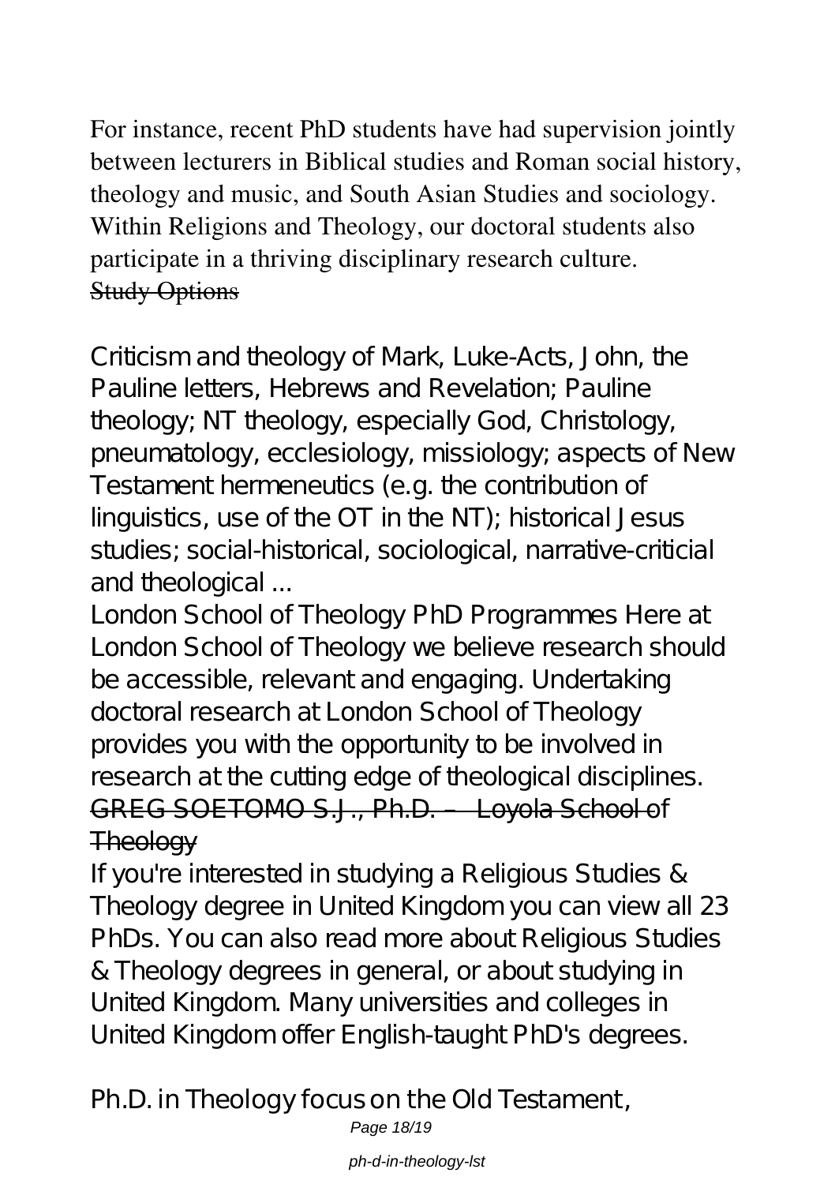For instance, recent PhD students have had supervision jointly between lecturers in Biblical studies and Roman social history, theology and music, and South Asian Studies and sociology. Within Religions and Theology, our doctoral students also participate in a thriving disciplinary research culture.

## Study Options

Criticism and theology of Mark, Luke-Acts, John, the Pauline letters, Hebrews and Revelation; Pauline theology; NT theology, especially God, Christology, pneumatology, ecclesiology, missiology; aspects of New Testament hermeneutics (e.g. the contribution of linguistics, use of the OT in the NT); historical Jesus studies; social-historical, sociological, narrative-criticial and theological ...

London School of Theology PhD Programmes Here at London School of Theology we believe research should be accessible, relevant and engaging. Undertaking doctoral research at London School of Theology provides you with the opportunity to be involved in research at the cutting edge of theological disciplines.

## GREG SOETOMO S.J., Ph.D. – Loyola School of Theology

If you're interested in studying a Religious Studies & Theology degree in United Kingdom you can view all 23 PhDs. You can also read more about Religious Studies & Theology degrees in general, or about studying in United Kingdom. Many universities and colleges in United Kingdom offer English-taught PhD's degrees.

Ph.D. in Theology focus on the Old Testament,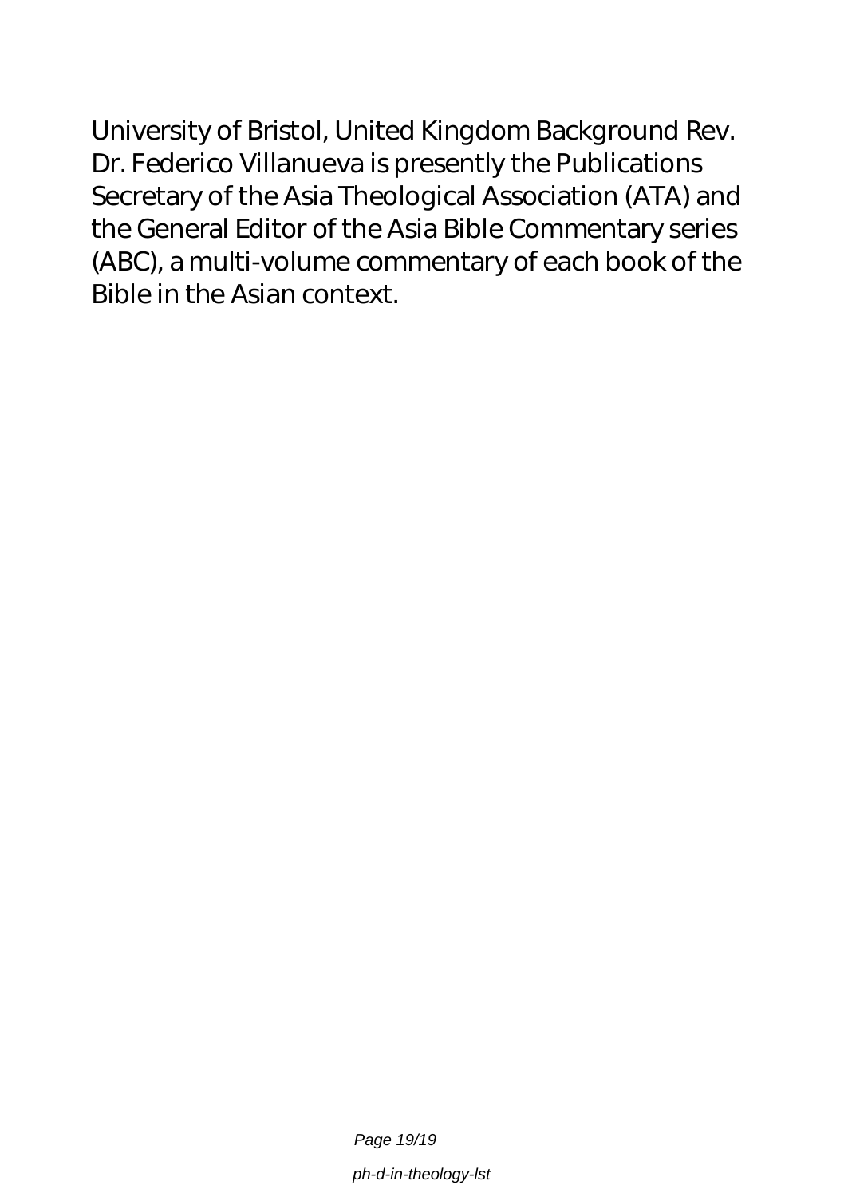University of Bristol, United Kingdom Background Rev. Dr. Federico Villanueva is presently the Publications Secretary of the Asia Theological Association (ATA) and the General Editor of the Asia Bible Commentary series (ABC), a multi-volume commentary of each book of the Bible in the Asian context.